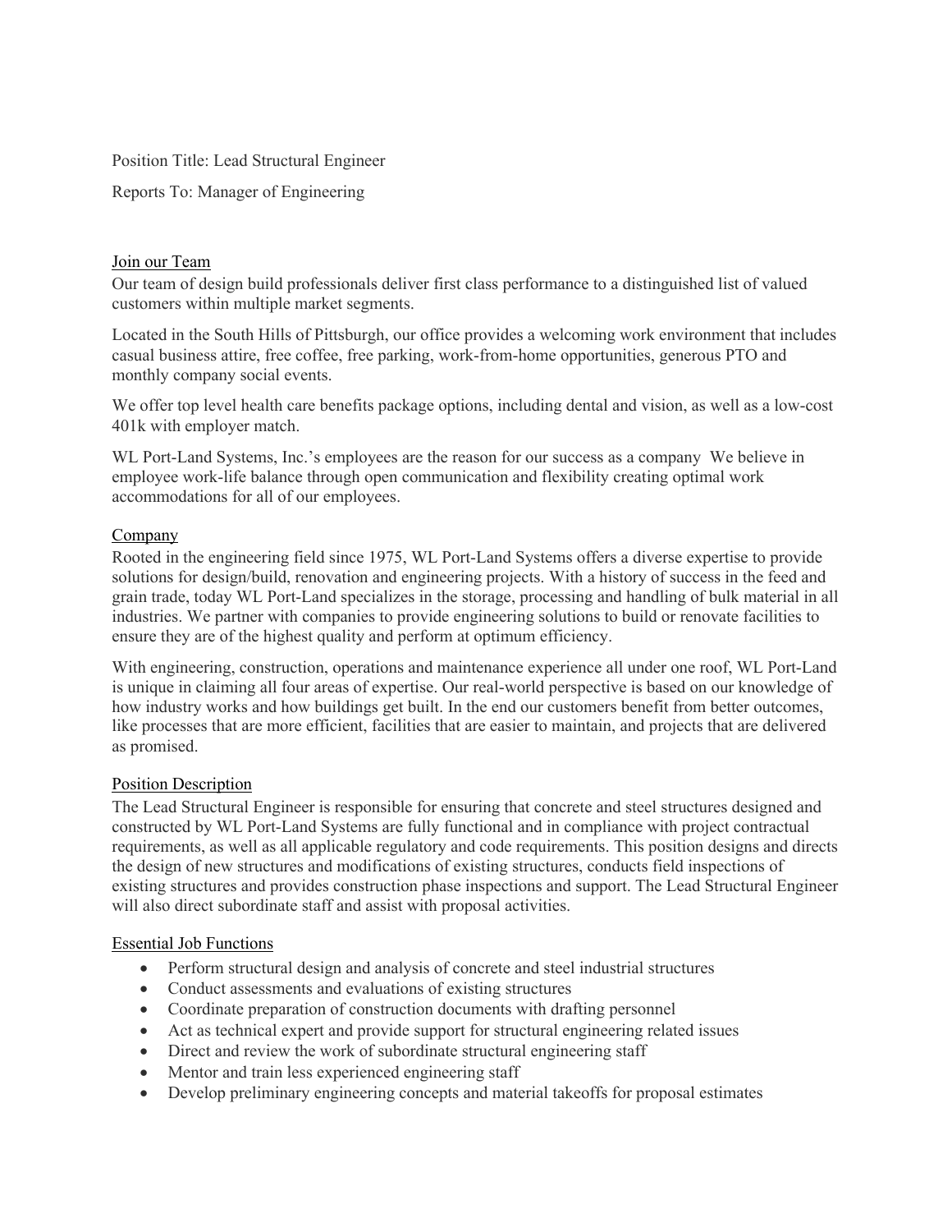Position Title: Lead Structural Engineer

Reports To: Manager of Engineering

## Join our Team

Our team of design build professionals deliver first class performance to a distinguished list of valued customers within multiple market segments.

Located in the South Hills of Pittsburgh, our office provides a welcoming work environment that includes casual business attire, free coffee, free parking, work-from-home opportunities, generous PTO and monthly company social events.

We offer top level health care benefits package options, including dental and vision, as well as a low-cost 401k with employer match.

WL Port-Land Systems, Inc.'s employees are the reason for our success as a company  We believe in employee work-life balance through open communication and flexibility creating optimal work accommodations for all of our employees.

## Company

Rooted in the engineering field since 1975, WL Port-Land Systems offers a diverse expertise to provide solutions for design/build, renovation and engineering projects. With a history of success in the feed and grain trade, today WL Port-Land specializes in the storage, processing and handling of bulk material in all industries. We partner with companies to provide engineering solutions to build or renovate facilities to ensure they are of the highest quality and perform at optimum efficiency.

With engineering, construction, operations and maintenance experience all under one roof, WL Port-Land is unique in claiming all four areas of expertise. Our real-world perspective is based on our knowledge of how industry works and how buildings get built. In the end our customers benefit from better outcomes, like processes that are more efficient, facilities that are easier to maintain, and projects that are delivered as promised.

## Position Description

The Lead Structural Engineer is responsible for ensuring that concrete and steel structures designed and constructed by WL Port-Land Systems are fully functional and in compliance with project contractual requirements, as well as all applicable regulatory and code requirements. This position designs and directs the design of new structures and modifications of existing structures, conducts field inspections of existing structures and provides construction phase inspections and support. The Lead Structural Engineer will also direct subordinate staff and assist with proposal activities.

## Essential Job Functions

- Perform structural design and analysis of concrete and steel industrial structures
- Conduct assessments and evaluations of existing structures
- Coordinate preparation of construction documents with drafting personnel
- Act as technical expert and provide support for structural engineering related issues
- Direct and review the work of subordinate structural engineering staff
- Mentor and train less experienced engineering staff
- Develop preliminary engineering concepts and material takeoffs for proposal estimates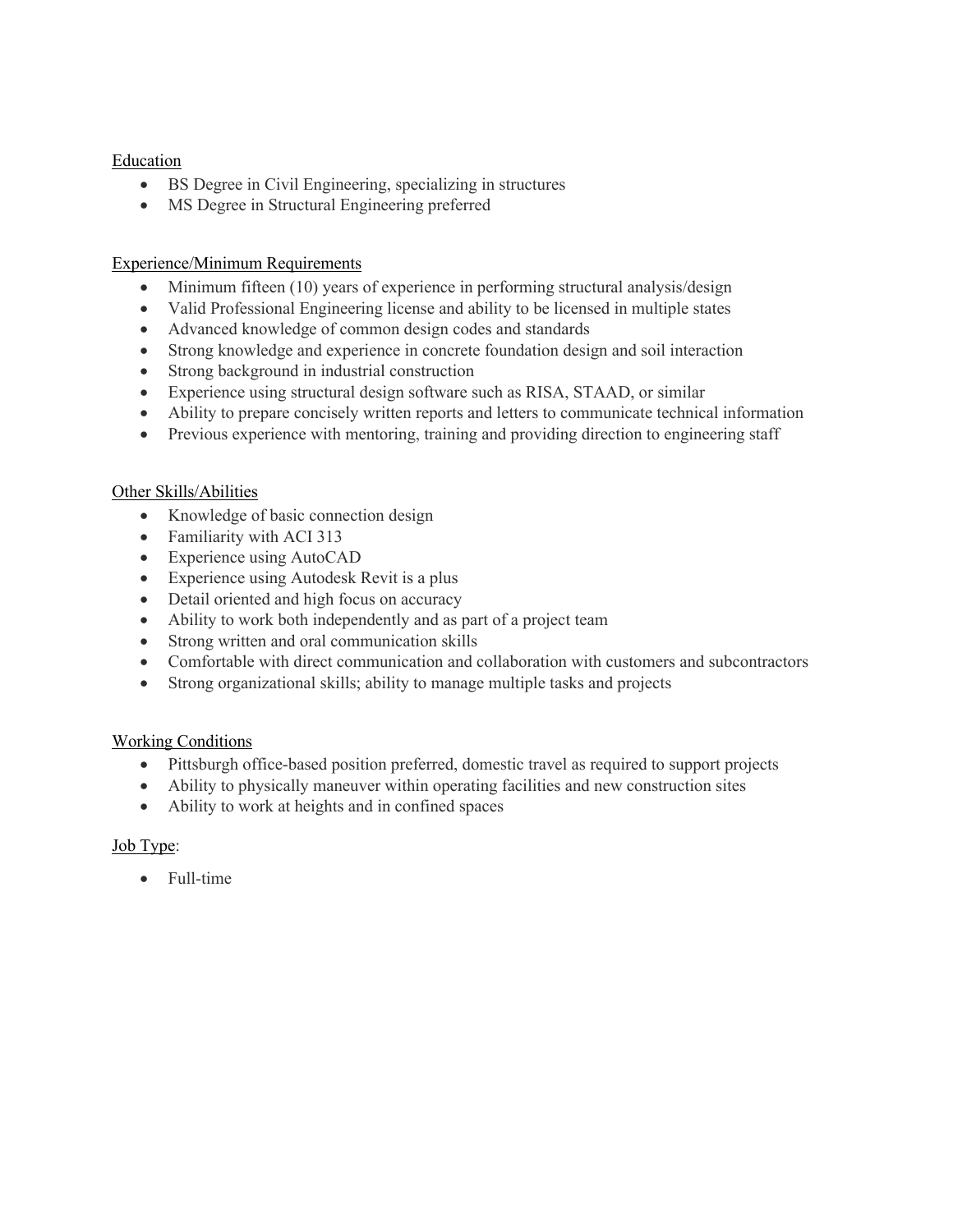## Education

- BS Degree in Civil Engineering, specializing in structures
- MS Degree in Structural Engineering preferred

## Experience/Minimum Requirements

- Minimum fifteen (10) years of experience in performing structural analysis/design
- Valid Professional Engineering license and ability to be licensed in multiple states
- Advanced knowledge of common design codes and standards
- Strong knowledge and experience in concrete foundation design and soil interaction
- Strong background in industrial construction
- Experience using structural design software such as RISA, STAAD, or similar
- Ability to prepare concisely written reports and letters to communicate technical information
- Previous experience with mentoring, training and providing direction to engineering staff

## Other Skills/Abilities

- Knowledge of basic connection design
- Familiarity with ACI 313
- Experience using AutoCAD
- Experience using Autodesk Revit is a plus
- Detail oriented and high focus on accuracy
- Ability to work both independently and as part of a project team
- Strong written and oral communication skills
- Comfortable with direct communication and collaboration with customers and subcontractors
- Strong organizational skills; ability to manage multiple tasks and projects

## Working Conditions

- Pittsburgh office-based position preferred, domestic travel as required to support projects
- Ability to physically maneuver within operating facilities and new construction sites
- Ability to work at heights and in confined spaces

## Job Type:

- Full-time